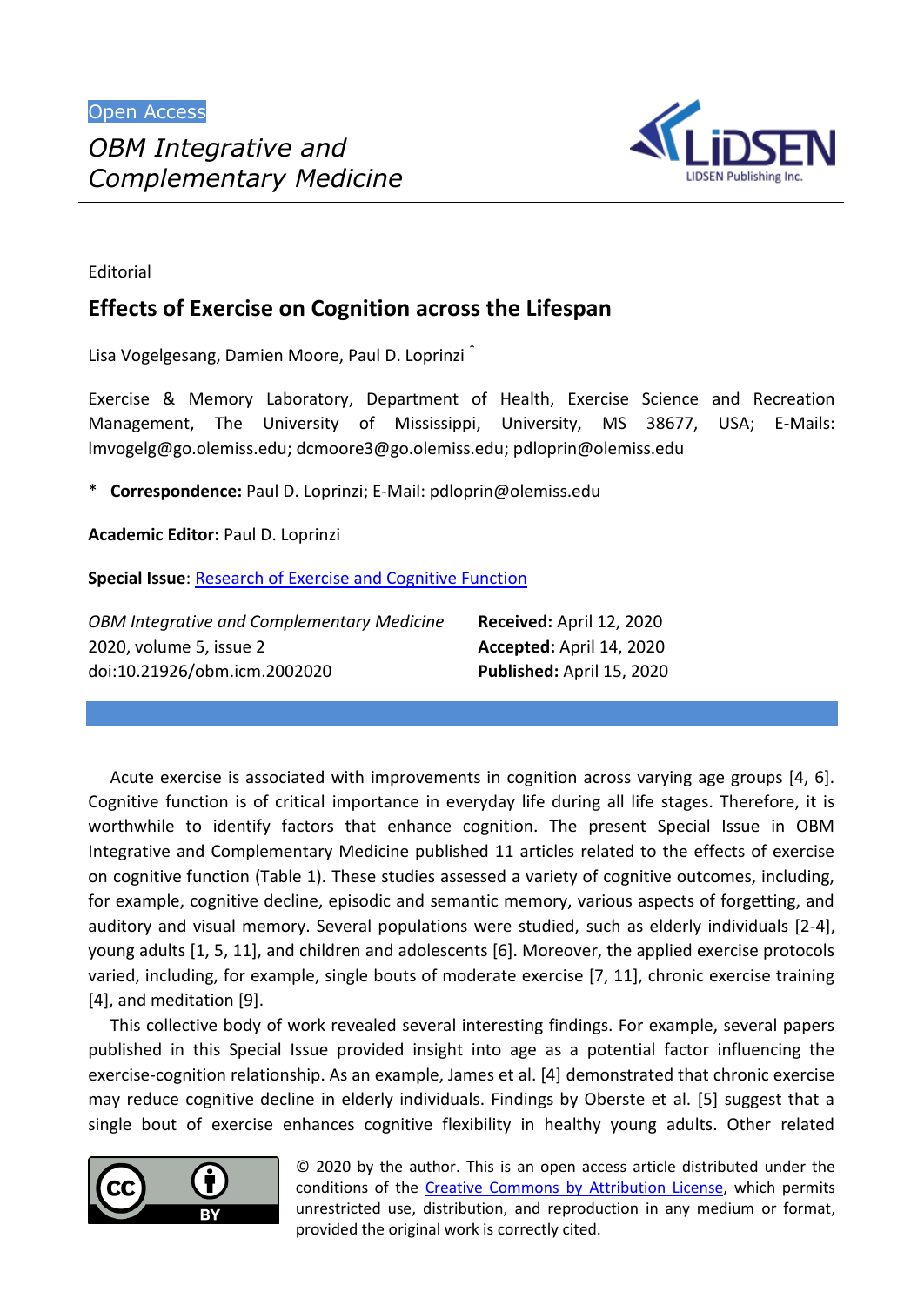Open Access

*OBM Integrative and Complementary Medicine*

Editorial

# Effects of Exercise on Cognition across the Lifespan

Lisa Vogelgesang, Damien Moore, Paul D. Loprinzi *

Exercise & Memory Laboratory, Department of Health, Exercise Science and Recreation Management, The University of Mississippi, University, MS 38677, USA; E-Mails: lmvogelg@go.olemiss.edu; dcmoore3@go.olemiss.edu; pdloprin@olemiss.edu

\* **Correspondence:** Paul D. Loprinzi; E-Mail: pdloprin@olemiss.edu

**Academic Editor:** Paul D. Loprinzi

**Special Issue**: Research of Exercise and Cognitive Function

| | |
|---|---|
| *OBM Integrative and Complementary Medicine* | **Received:** April 12, 2020 |
| 2020, volume 5, issue 2 | **Accepted:** April 14, 2020 |
| doi:10.21926/obm.icm.2002020 | **Published:** April 15, 2020 |

Acute exercise is associated with improvements in cognition across varying age groups [4, 6]. Cognitive function is of critical importance in everyday life during all life stages. Therefore, it is worthwhile to identify factors that enhance cognition. The present Special Issue in OBM Integrative and Complementary Medicine published 11 articles related to the effects of exercise on cognitive function (Table 1). These studies assessed a variety of cognitive outcomes, including, for example, cognitive decline, episodic and semantic memory, various aspects of forgetting, and auditory and visual memory. Several populations were studied, such as elderly individuals [2-4], young adults [1, 5, 11], and children and adolescents [6]. Moreover, the applied exercise protocols varied, including, for example, single bouts of moderate exercise [7, 11], chronic exercise training [4], and meditation [9].

This collective body of work revealed several interesting findings. For example, several papers published in this Special Issue provided insight into age as a potential factor influencing the exercise-cognition relationship. As an example, James et al. [4] demonstrated that chronic exercise may reduce cognitive decline in elderly individuals. Findings by Oberste et al. [5] suggest that a single bout of exercise enhances cognitive flexibility in healthy young adults. Other related

© 2020 by the author. This is an open access article distributed under the conditions of the Creative Commons by Attribution License, which permits unrestricted use, distribution, and reproduction in any medium or format, provided the original work is correctly cited.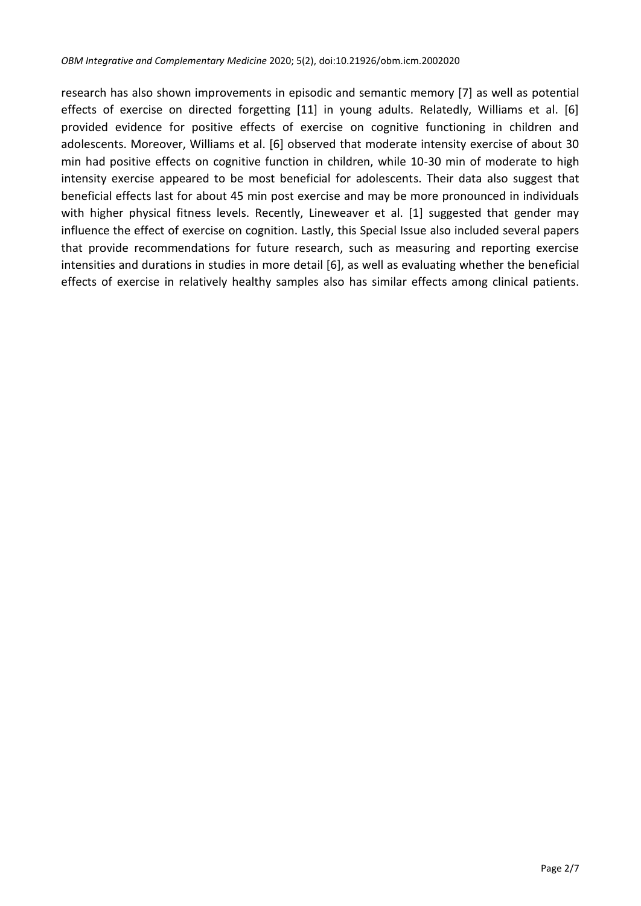research has also shown improvements in episodic and semantic memory [7] as well as potential effects of exercise on directed forgetting [11] in young adults. Relatedly, Williams et al. [6] provided evidence for positive effects of exercise on cognitive functioning in children and adolescents. Moreover, Williams et al. [6] observed that moderate intensity exercise of about 30 min had positive effects on cognitive function in children, while 10-30 min of moderate to high intensity exercise appeared to be most beneficial for adolescents. Their data also suggest that beneficial effects last for about 45 min post exercise and may be more pronounced in individuals with higher physical fitness levels. Recently, Lineweaver et al. [1] suggested that gender may influence the effect of exercise on cognition. Lastly, this Special Issue also included several papers that provide recommendations for future research, such as measuring and reporting exercise intensities and durations in studies in more detail [6], as well as evaluating whether the beneficial effects of exercise in relatively healthy samples also has similar effects among clinical patients.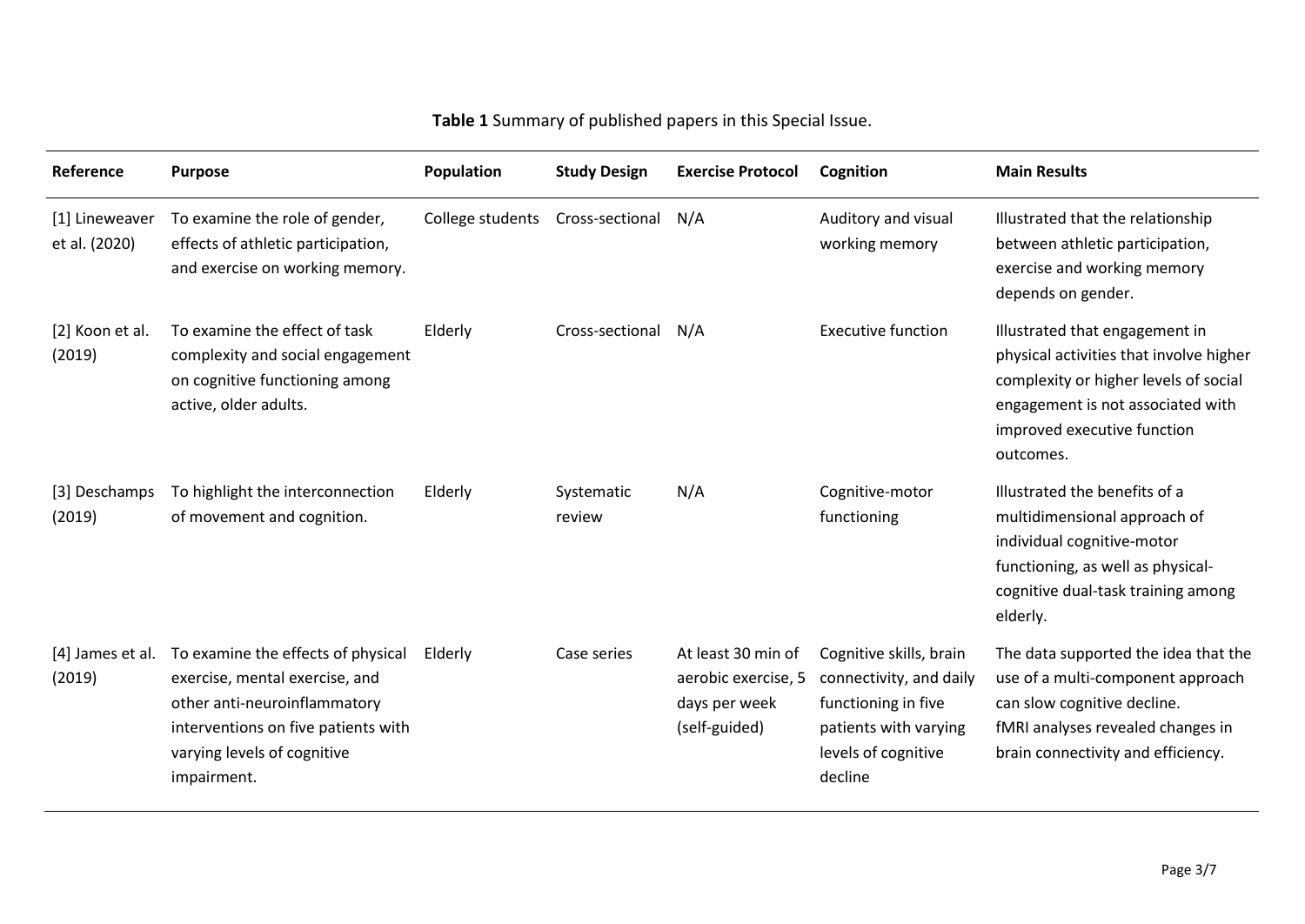**Table 1** Summary of published papers in this Special Issue.

| Reference | Purpose | Population | Study Design | Exercise Protocol | Cognition | Main Results |
|---|---|---|---|---|---|---|
| [1] Lineweaver et al. (2020) | To examine the role of gender, effects of athletic participation, and exercise on working memory. | College students | Cross-sectional | N/A | Auditory and visual working memory | Illustrated that the relationship between athletic participation, exercise and working memory depends on gender. |
| [2] Koon et al. (2019) | To examine the effect of task complexity and social engagement on cognitive functioning among active, older adults. | Elderly | Cross-sectional | N/A | Executive function | Illustrated that engagement in physical activities that involve higher complexity or higher levels of social engagement is not associated with improved executive function outcomes. |
| [3] Deschamps (2019) | To highlight the interconnection of movement and cognition. | Elderly | Systematic review | N/A | Cognitive-motor functioning | Illustrated the benefits of a multidimensional approach of individual cognitive-motor functioning, as well as physical-cognitive dual-task training among elderly. |
| [4] James et al. (2019) | To examine the effects of physical exercise, mental exercise, and other anti-neuroinflammatory interventions on five patients with varying levels of cognitive impairment. | Elderly | Case series | At least 30 min of aerobic exercise, 5 days per week (self-guided) | Cognitive skills, brain connectivity, and daily functioning in five patients with varying levels of cognitive decline | The data supported the idea that the use of a multi-component approach can slow cognitive decline. fMRI analyses revealed changes in brain connectivity and efficiency. |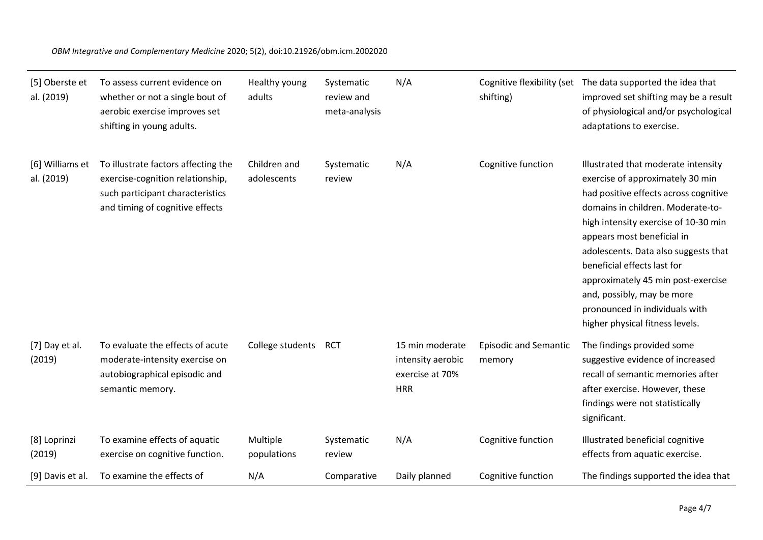| | | | | | | |
|---|---|---|---|---|---|---|
| [5] Oberste et al. (2019) | To assess current evidence on whether or not a single bout of aerobic exercise improves set shifting in young adults. | Healthy young adults | Systematic review and meta-analysis | N/A | Cognitive flexibility (set shifting) | The data supported the idea that improved set shifting may be a result of physiological and/or psychological adaptations to exercise. |
| [6] Williams et al. (2019) | To illustrate factors affecting the exercise-cognition relationship, such participant characteristics and timing of cognitive effects | Children and adolescents | Systematic review | N/A | Cognitive function | Illustrated that moderate intensity exercise of approximately 30 min had positive effects across cognitive domains in children. Moderate-to-high intensity exercise of 10-30 min appears most beneficial in adolescents. Data also suggests that beneficial effects last for approximately 45 min post-exercise and, possibly, may be more pronounced in individuals with higher physical fitness levels. |
| [7] Day et al. (2019) | To evaluate the effects of acute moderate-intensity exercise on autobiographical episodic and semantic memory. | College students | RCT | 15 min moderate intensity aerobic exercise at 70% HRR | Episodic and Semantic memory | The findings provided some suggestive evidence of increased recall of semantic memories after after exercise. However, these findings were not statistically significant. |
| [8] Loprinzi (2019) | To examine effects of aquatic exercise on cognitive function. | Multiple populations | Systematic review | N/A | Cognitive function | Illustrated beneficial cognitive effects from aquatic exercise. |
| [9] Davis et al. | To examine the effects of | N/A | Comparative | Daily planned | Cognitive function | The findings supported the idea that |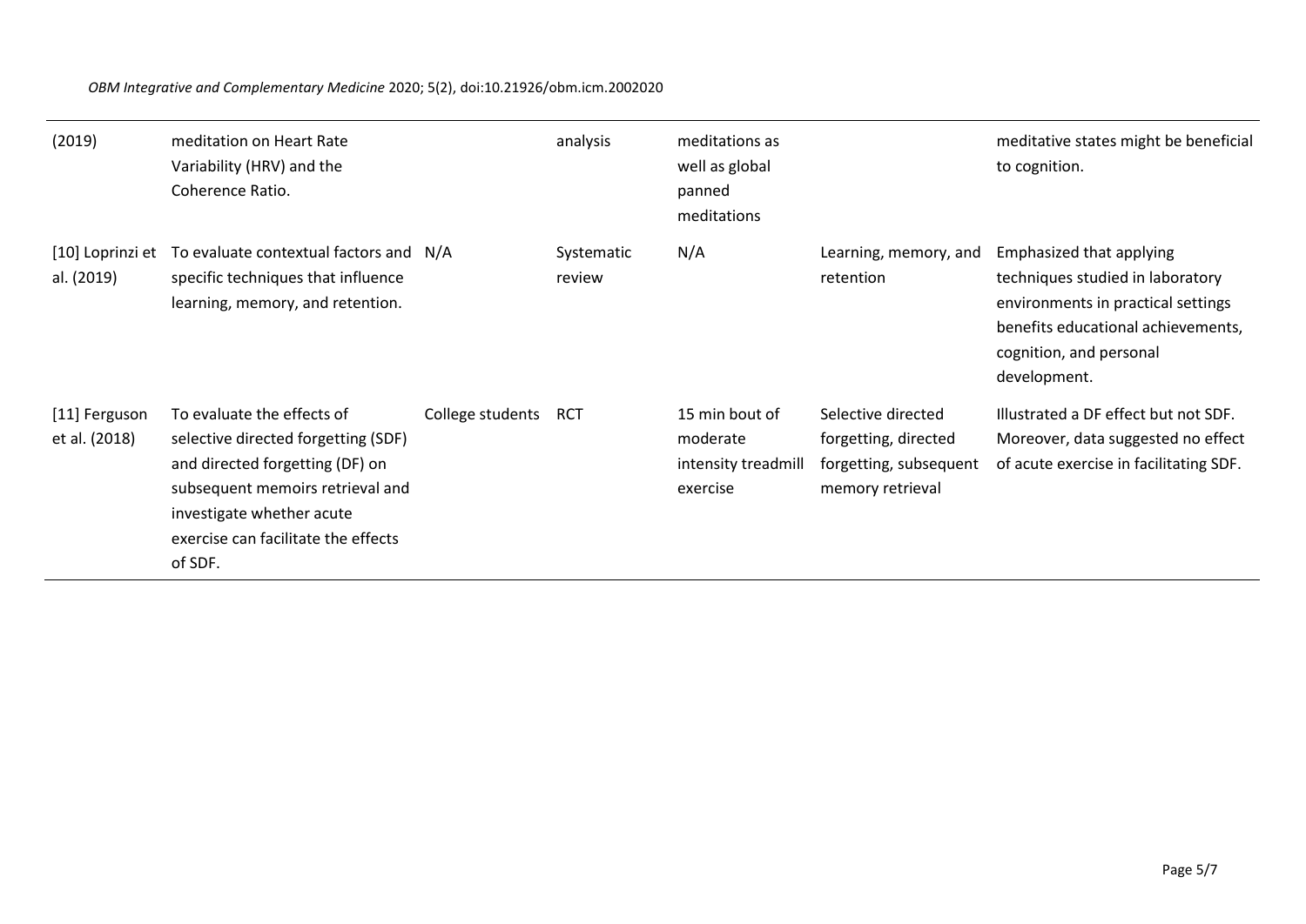| (2019) | meditation on Heart Rate Variability (HRV) and the Coherence Ratio. | | analysis | meditations as well as global panned meditations | | meditative states might be beneficial to cognition. |
|---|---|---|---|---|---|---|
| [10] Loprinzi et al. (2019) | To evaluate contextual factors and specific techniques that influence learning, memory, and retention. | N/A | Systematic review | N/A | Learning, memory, and retention | Emphasized that applying techniques studied in laboratory environments in practical settings benefits educational achievements, cognition, and personal development. |
| [11] Ferguson et al. (2018) | To evaluate the effects of selective directed forgetting (SDF) and directed forgetting (DF) on subsequent memoirs retrieval and investigate whether acute exercise can facilitate the effects of SDF. | College students | RCT | 15 min bout of moderate intensity treadmill exercise | Selective directed forgetting, directed forgetting, subsequent memory retrieval | Illustrated a DF effect but not SDF. Moreover, data suggested no effect of acute exercise in facilitating SDF. |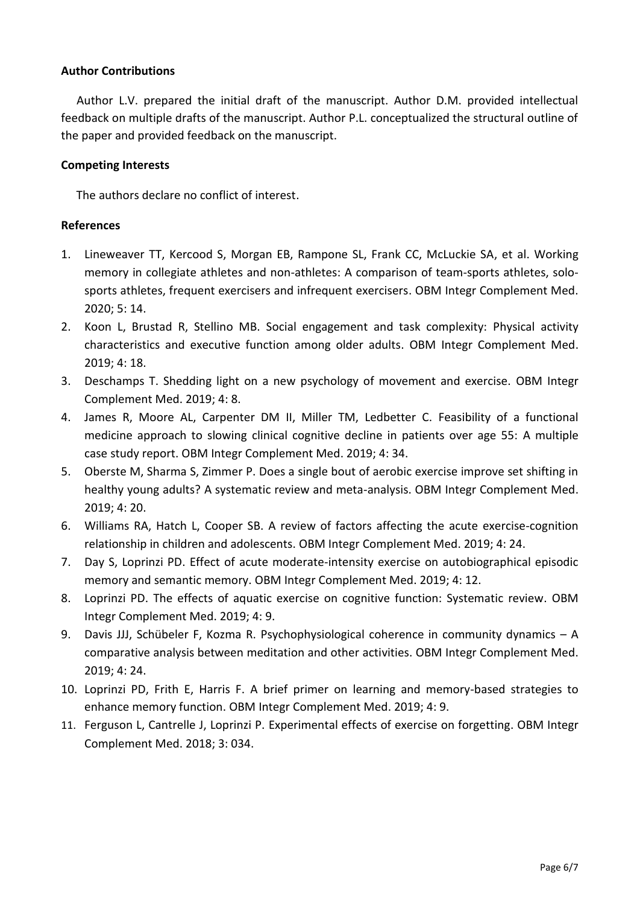## Author Contributions

Author L.V. prepared the initial draft of the manuscript. Author D.M. provided intellectual feedback on multiple drafts of the manuscript. Author P.L. conceptualized the structural outline of the paper and provided feedback on the manuscript.

## Competing Interests

The authors declare no conflict of interest.

## References

1. Lineweaver TT, Kercood S, Morgan EB, Rampone SL, Frank CC, McLuckie SA, et al. Working memory in collegiate athletes and non-athletes: A comparison of team-sports athletes, solo-sports athletes, frequent exercisers and infrequent exercisers. OBM Integr Complement Med. 2020; 5: 14.
2. Koon L, Brustad R, Stellino MB. Social engagement and task complexity: Physical activity characteristics and executive function among older adults. OBM Integr Complement Med. 2019; 4: 18.
3. Deschamps T. Shedding light on a new psychology of movement and exercise. OBM Integr Complement Med. 2019; 4: 8.
4. James R, Moore AL, Carpenter DM II, Miller TM, Ledbetter C. Feasibility of a functional medicine approach to slowing clinical cognitive decline in patients over age 55: A multiple case study report. OBM Integr Complement Med. 2019; 4: 34.
5. Oberste M, Sharma S, Zimmer P. Does a single bout of aerobic exercise improve set shifting in healthy young adults? A systematic review and meta-analysis. OBM Integr Complement Med. 2019; 4: 20.
6. Williams RA, Hatch L, Cooper SB. A review of factors affecting the acute exercise-cognition relationship in children and adolescents. OBM Integr Complement Med. 2019; 4: 24.
7. Day S, Loprinzi PD. Effect of acute moderate-intensity exercise on autobiographical episodic memory and semantic memory. OBM Integr Complement Med. 2019; 4: 12.
8. Loprinzi PD. The effects of aquatic exercise on cognitive function: Systematic review. OBM Integr Complement Med. 2019; 4: 9.
9. Davis JJJ, Schübeler F, Kozma R. Psychophysiological coherence in community dynamics – A comparative analysis between meditation and other activities. OBM Integr Complement Med. 2019; 4: 24.
10. Loprinzi PD, Frith E, Harris F. A brief primer on learning and memory-based strategies to enhance memory function. OBM Integr Complement Med. 2019; 4: 9.
11. Ferguson L, Cantrelle J, Loprinzi P. Experimental effects of exercise on forgetting. OBM Integr Complement Med. 2018; 3: 034.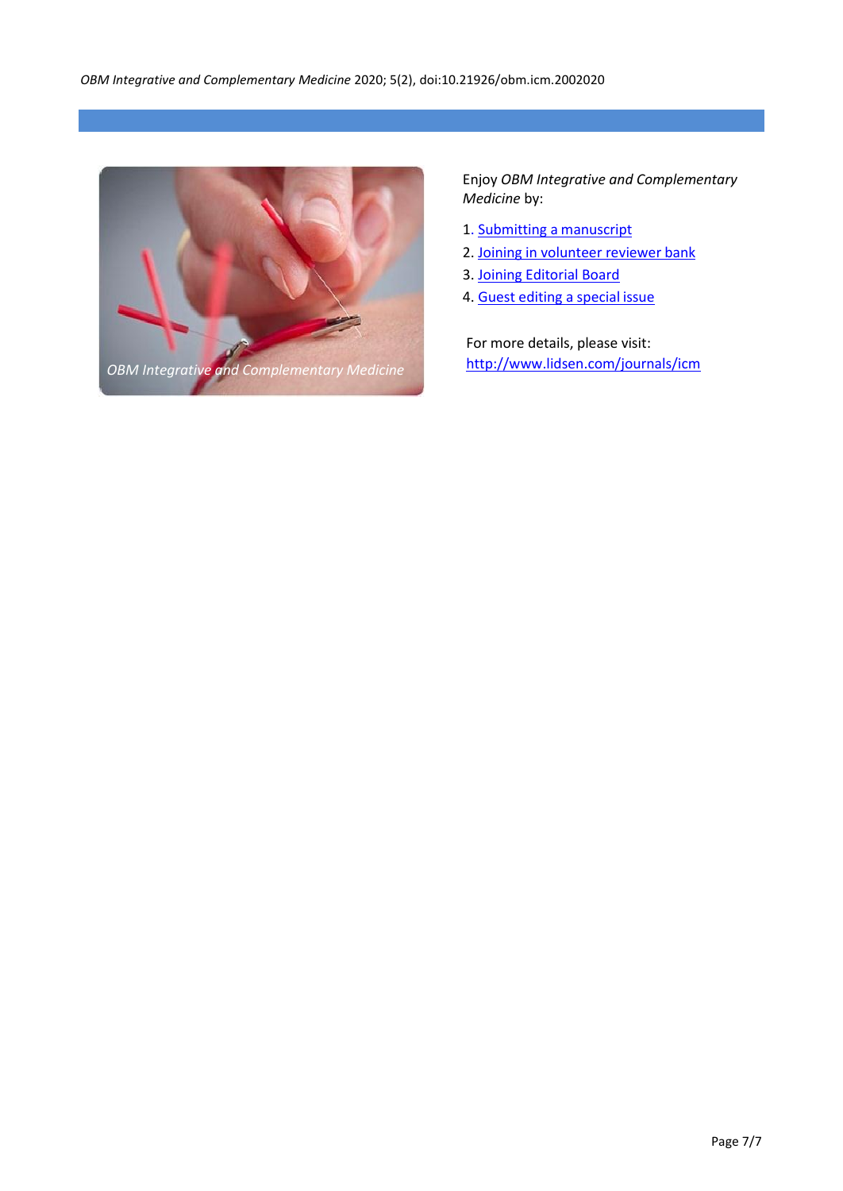Enjoy *OBM Integrative and Complementary Medicine* by:

1. Submitting a manuscript
2. Joining in volunteer reviewer bank
3. Joining Editorial Board
4. Guest editing a special issue

For more details, please visit:
http://www.lidsen.com/journals/icm